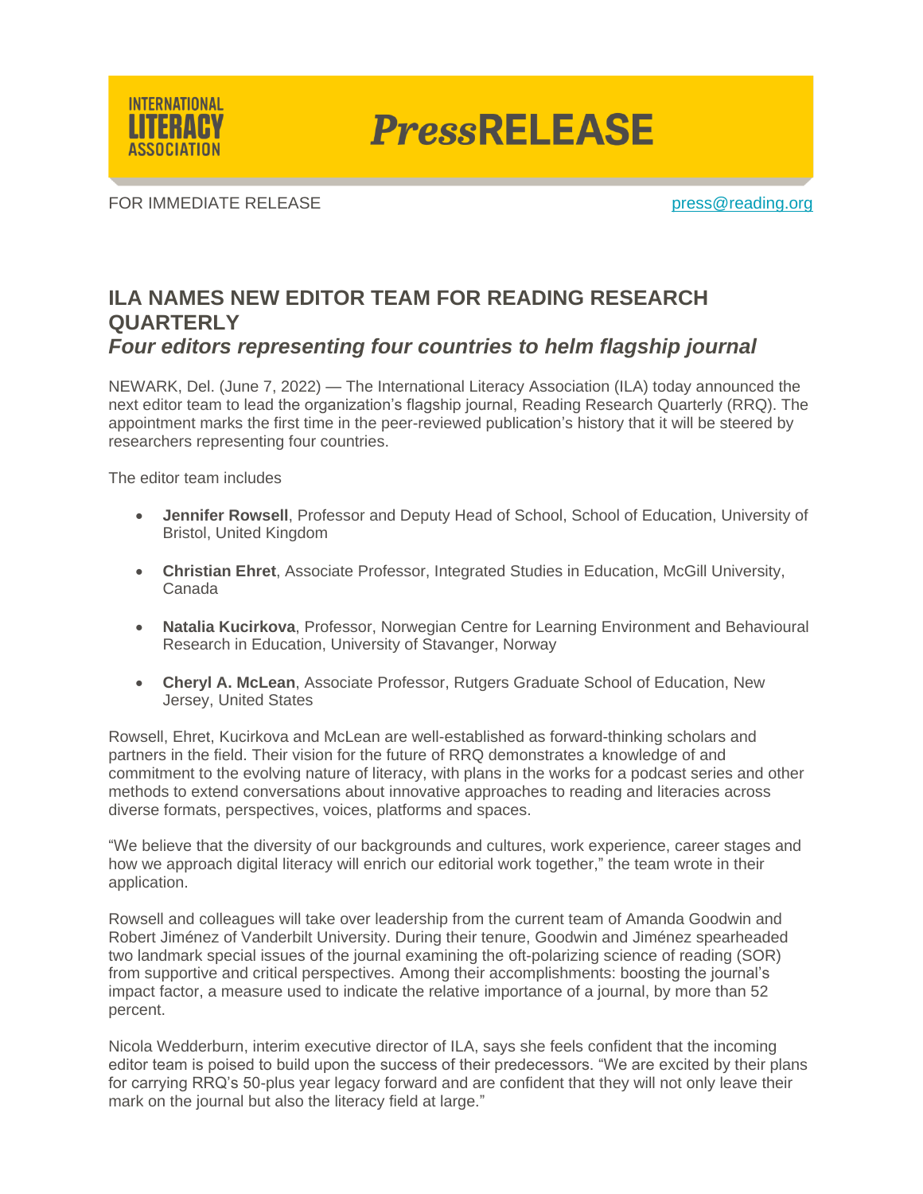INTERNATIONAL LITERACY ASSOCIATION

***Press*RELEASE**

FOR IMMEDIATE RELEASE press@reading.org

# ILA NAMES NEW EDITOR TEAM FOR READING RESEARCH QUARTERLY

## *Four editors representing four countries to helm flagship journal*

NEWARK, Del. (June 7, 2022) — The International Literacy Association (ILA) today announced the next editor team to lead the organization's flagship journal, Reading Research Quarterly (RRQ). The appointment marks the first time in the peer-reviewed publication's history that it will be steered by researchers representing four countries.

The editor team includes

- **Jennifer Rowsell**, Professor and Deputy Head of School, School of Education, University of Bristol, United Kingdom
- **Christian Ehret**, Associate Professor, Integrated Studies in Education, McGill University, Canada
- **Natalia Kucirkova**, Professor, Norwegian Centre for Learning Environment and Behavioural Research in Education, University of Stavanger, Norway
- **Cheryl A. McLean**, Associate Professor, Rutgers Graduate School of Education, New Jersey, United States

Rowsell, Ehret, Kucirkova and McLean are well-established as forward-thinking scholars and partners in the field. Their vision for the future of RRQ demonstrates a knowledge of and commitment to the evolving nature of literacy, with plans in the works for a podcast series and other methods to extend conversations about innovative approaches to reading and literacies across diverse formats, perspectives, voices, platforms and spaces.

"We believe that the diversity of our backgrounds and cultures, work experience, career stages and how we approach digital literacy will enrich our editorial work together," the team wrote in their application.

Rowsell and colleagues will take over leadership from the current team of Amanda Goodwin and Robert Jiménez of Vanderbilt University. During their tenure, Goodwin and Jiménez spearheaded two landmark special issues of the journal examining the oft-polarizing science of reading (SOR) from supportive and critical perspectives. Among their accomplishments: boosting the journal's impact factor, a measure used to indicate the relative importance of a journal, by more than 52 percent.

Nicola Wedderburn, interim executive director of ILA, says she feels confident that the incoming editor team is poised to build upon the success of their predecessors. "We are excited by their plans for carrying RRQ's 50-plus year legacy forward and are confident that they will not only leave their mark on the journal but also the literacy field at large."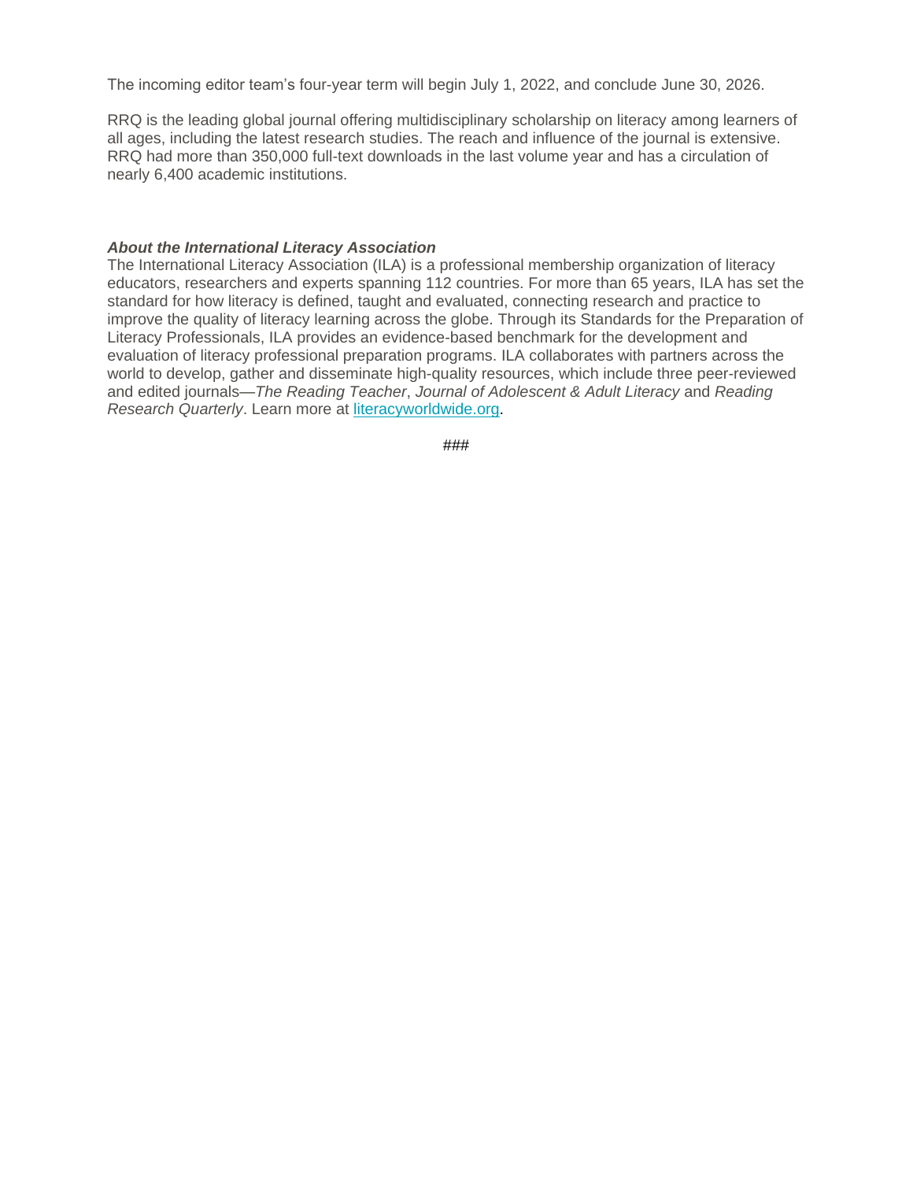The incoming editor team's four-year term will begin July 1, 2022, and conclude June 30, 2026.

RRQ is the leading global journal offering multidisciplinary scholarship on literacy among learners of all ages, including the latest research studies. The reach and influence of the journal is extensive. RRQ had more than 350,000 full-text downloads in the last volume year and has a circulation of nearly 6,400 academic institutions.

***About the International Literacy Association***

The International Literacy Association (ILA) is a professional membership organization of literacy educators, researchers and experts spanning 112 countries. For more than 65 years, ILA has set the standard for how literacy is defined, taught and evaluated, connecting research and practice to improve the quality of literacy learning across the globe. Through its Standards for the Preparation of Literacy Professionals, ILA provides an evidence-based benchmark for the development and evaluation of literacy professional preparation programs. ILA collaborates with partners across the world to develop, gather and disseminate high-quality resources, which include three peer-reviewed and edited journals—*The Reading Teacher*, *Journal of Adolescent & Adult Literacy* and *Reading Research Quarterly*. Learn more at [literacyworldwide.org](literacyworldwide.org).

###